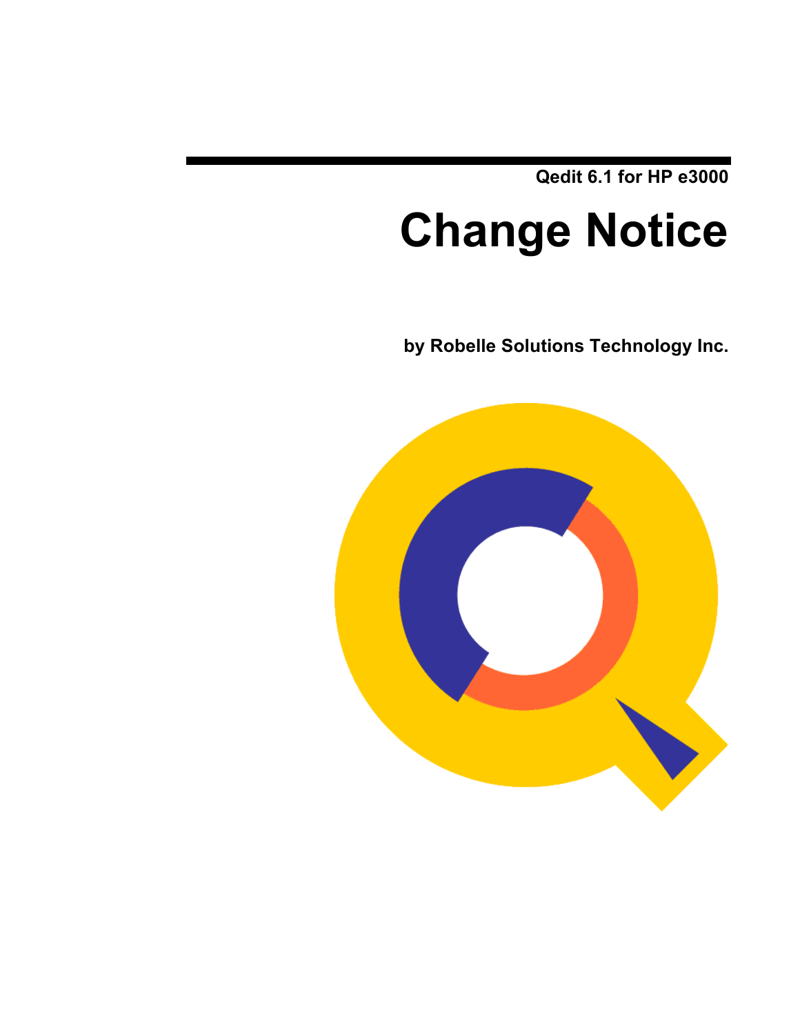Qedit 6.1 for HP e3000

# Change Notice

**by Robelle Solutions Technology Inc.**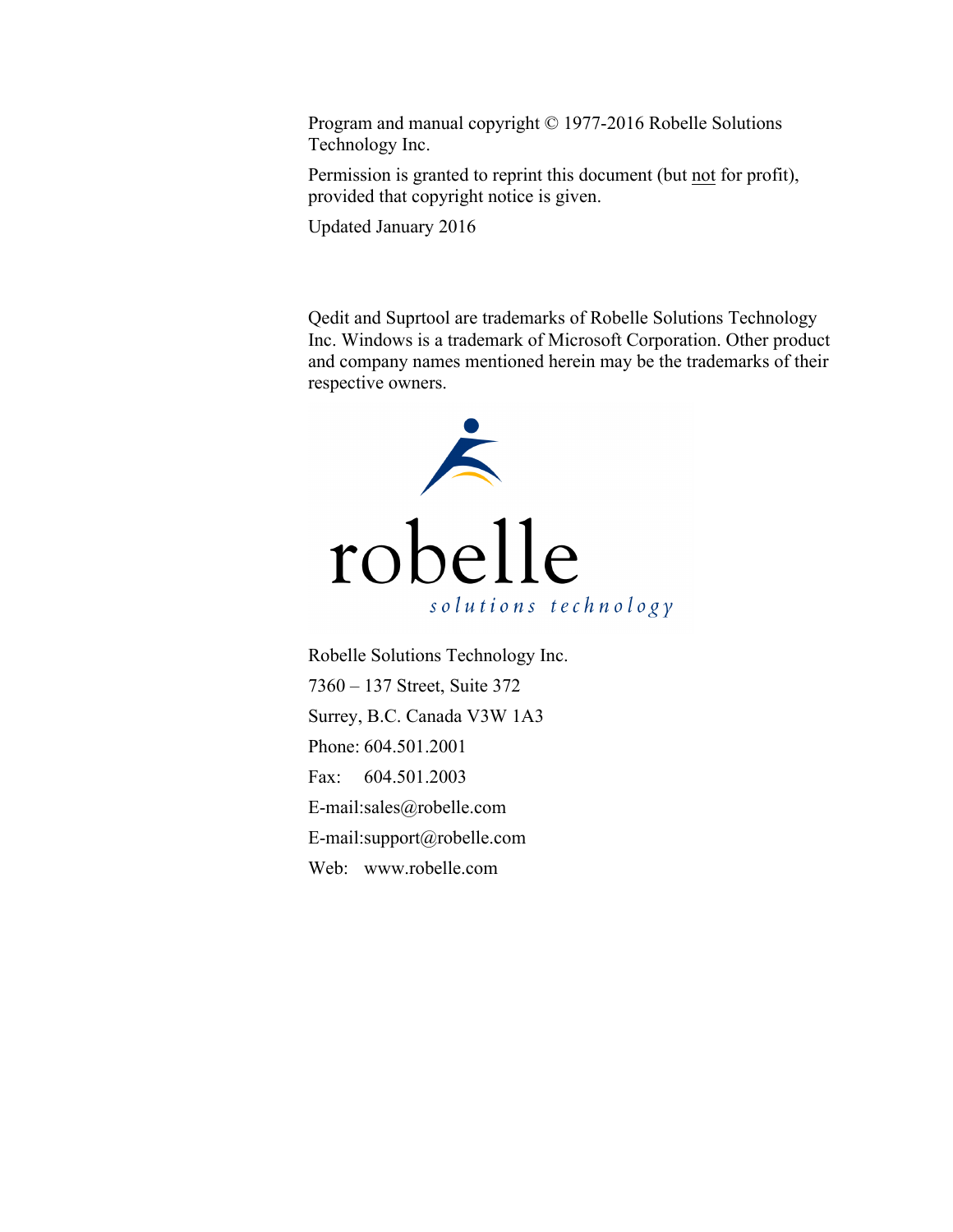Program and manual copyright © 1977-2016 Robelle Solutions Technology Inc.

Permission is granted to reprint this document (but not for profit), provided that copyright notice is given.

Updated January 2016

Qedit and Suprtool are trademarks of Robelle Solutions Technology Inc. Windows is a trademark of Microsoft Corporation. Other product and company names mentioned herein may be the trademarks of their respective owners.

robelle

*solutions technology*

Robelle Solutions Technology Inc.

7360 – 137 Street, Suite 372

Surrey, B.C. Canada V3W 1A3

Phone: 604.501.2001

Fax: 604.501.2003

E-mail:sales@robelle.com

E-mail:support@robelle.com

Web: www.robelle.com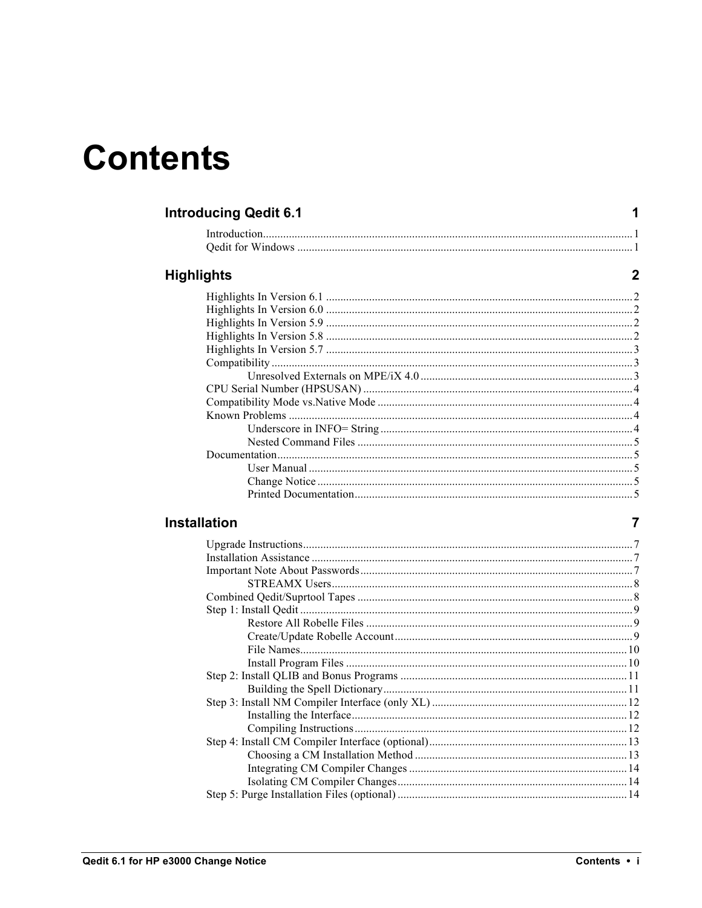# Contents

## Introducing Qedit 6.1 — 1

- Introduction ........ 1
- Qedit for Windows ........ 1

## Highlights — 2

- Highlights In Version 6.1 ........ 2
- Highlights In Version 6.0 ........ 2
- Highlights In Version 5.9 ........ 2
- Highlights In Version 5.8 ........ 2
- Highlights In Version 5.7 ........ 3
- Compatibility ........ 3
  - Unresolved Externals on MPE/iX 4.0 ........ 3
- CPU Serial Number (HPSUSAN) ........ 4
- Compatibility Mode vs.Native Mode ........ 4
- Known Problems ........ 4
  - Underscore in INFO= String ........ 4
  - Nested Command Files ........ 5
- Documentation ........ 5
  - User Manual ........ 5
  - Change Notice ........ 5
  - Printed Documentation ........ 5

## Installation — 7

- Upgrade Instructions ........ 7
- Installation Assistance ........ 7
- Important Note About Passwords ........ 7
  - STREAMX Users ........ 8
- Combined Qedit/Suprtool Tapes ........ 8
- Step 1: Install Qedit ........ 9
  - Restore All Robelle Files ........ 9
  - Create/Update Robelle Account ........ 9
  - File Names ........ 10
  - Install Program Files ........ 10
- Step 2: Install QLIB and Bonus Programs ........ 11
  - Building the Spell Dictionary ........ 11
- Step 3: Install NM Compiler Interface (only XL) ........ 12
  - Installing the Interface ........ 12
  - Compiling Instructions ........ 12
- Step 4: Install CM Compiler Interface (optional) ........ 13
  - Choosing a CM Installation Method ........ 13
  - Integrating CM Compiler Changes ........ 14
  - Isolating CM Compiler Changes ........ 14
- Step 5: Purge Installation Files (optional) ........ 14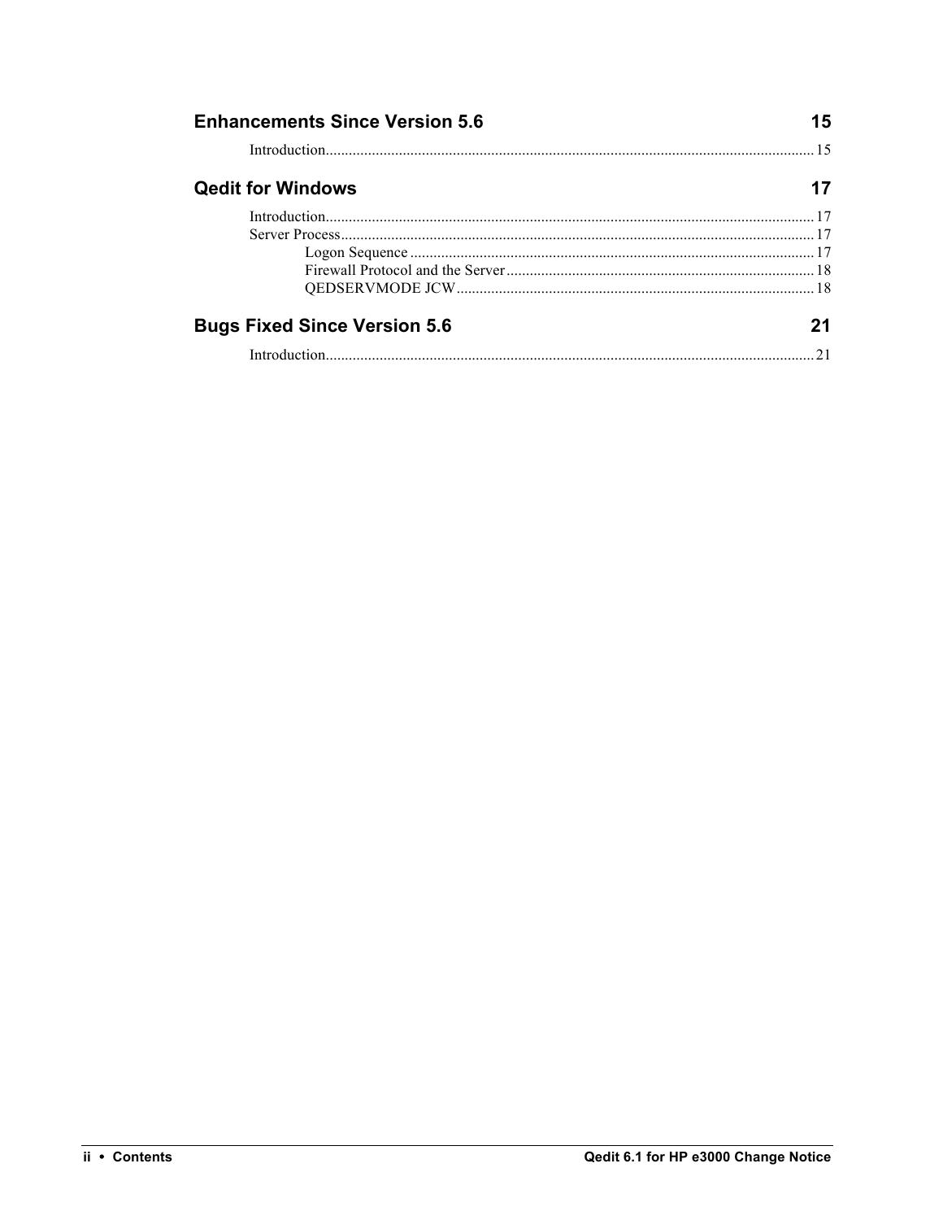**Enhancements Since Version 5.6** 15

Introduction .......... 15

**Qedit for Windows** 17

Introduction .......... 17
Server Process .......... 17
  Logon Sequence .......... 17
  Firewall Protocol and the Server .......... 18
  QEDSERVMODE JCW .......... 18

**Bugs Fixed Since Version 5.6** 21

Introduction .......... 21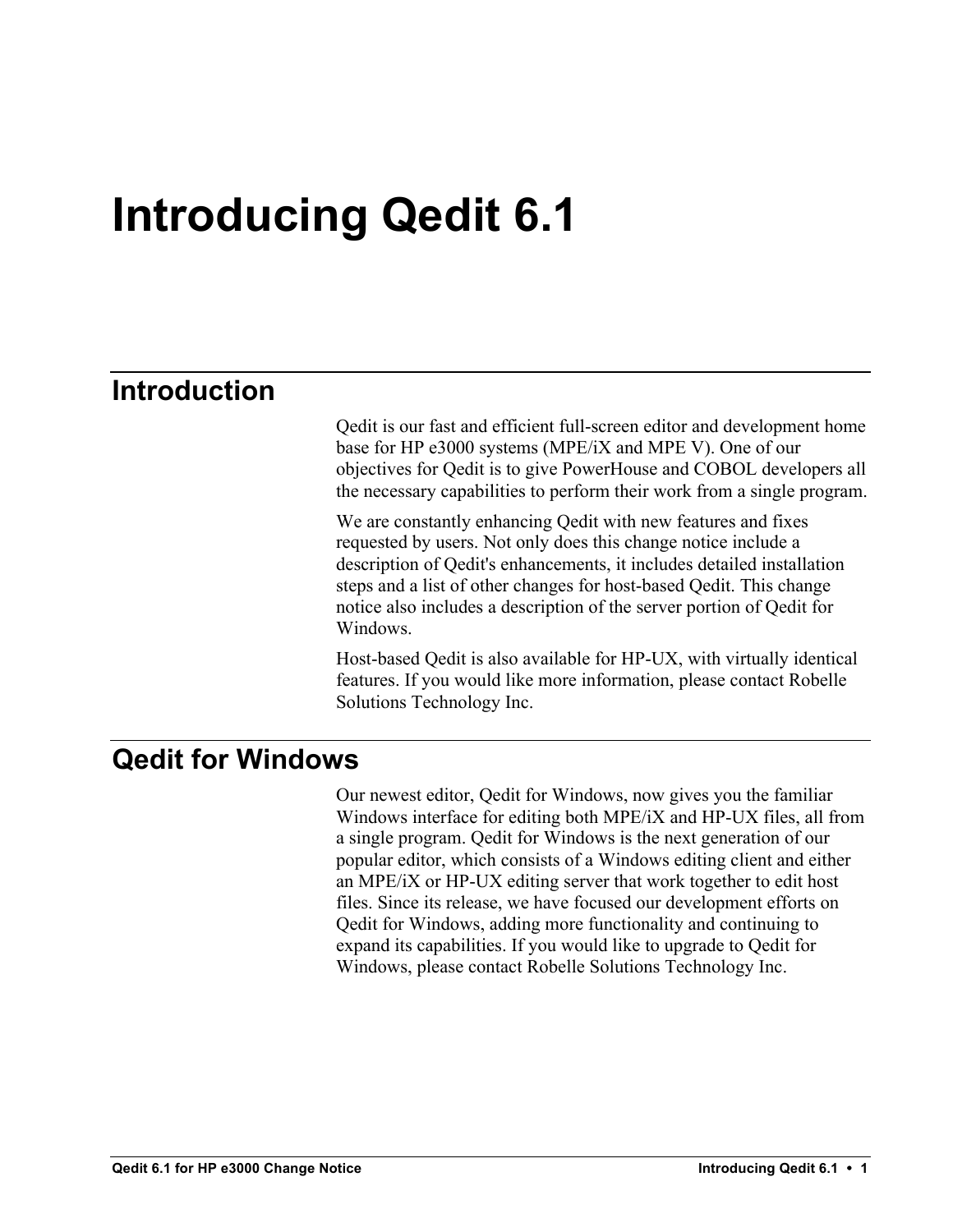# Introducing Qedit 6.1

## Introduction

Qedit is our fast and efficient full-screen editor and development home base for HP e3000 systems (MPE/iX and MPE V). One of our objectives for Qedit is to give PowerHouse and COBOL developers all the necessary capabilities to perform their work from a single program.

We are constantly enhancing Qedit with new features and fixes requested by users. Not only does this change notice include a description of Qedit's enhancements, it includes detailed installation steps and a list of other changes for host-based Qedit. This change notice also includes a description of the server portion of Qedit for Windows.

Host-based Qedit is also available for HP-UX, with virtually identical features. If you would like more information, please contact Robelle Solutions Technology Inc.

## Qedit for Windows

Our newest editor, Qedit for Windows, now gives you the familiar Windows interface for editing both MPE/iX and HP-UX files, all from a single program. Qedit for Windows is the next generation of our popular editor, which consists of a Windows editing client and either an MPE/iX or HP-UX editing server that work together to edit host files. Since its release, we have focused our development efforts on Qedit for Windows, adding more functionality and continuing to expand its capabilities. If you would like to upgrade to Qedit for Windows, please contact Robelle Solutions Technology Inc.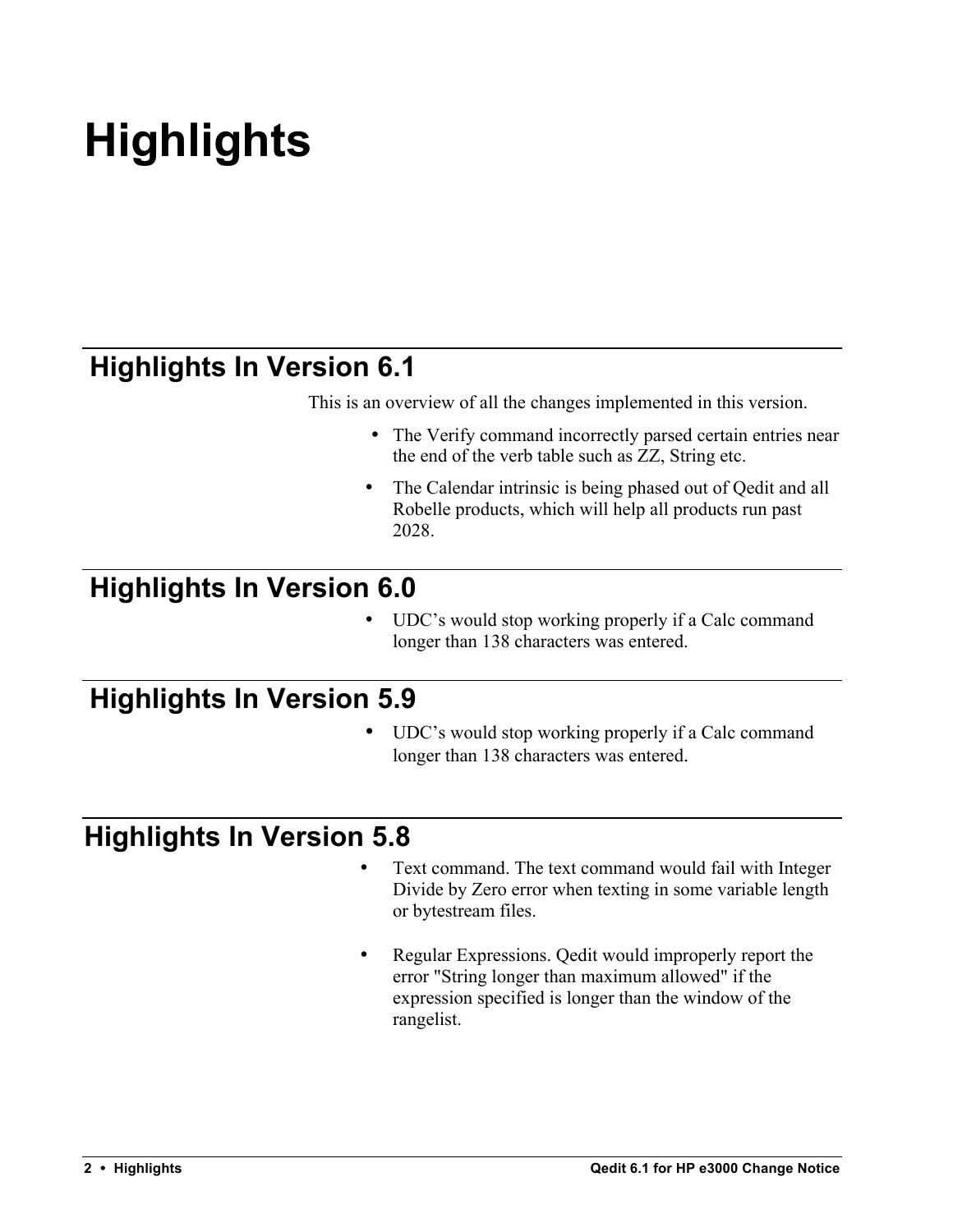# Highlights

## Highlights In Version 6.1

This is an overview of all the changes implemented in this version.

- The Verify command incorrectly parsed certain entries near the end of the verb table such as ZZ, String etc.
- The Calendar intrinsic is being phased out of Qedit and all Robelle products, which will help all products run past 2028.

## Highlights In Version 6.0

- UDC's would stop working properly if a Calc command longer than 138 characters was entered.

## Highlights In Version 5.9

- UDC's would stop working properly if a Calc command longer than 138 characters was entered.

## Highlights In Version 5.8

- Text command. The text command would fail with Integer Divide by Zero error when texting in some variable length or bytestream files.
- Regular Expressions. Qedit would improperly report the error "String longer than maximum allowed" if the expression specified is longer than the window of the rangelist.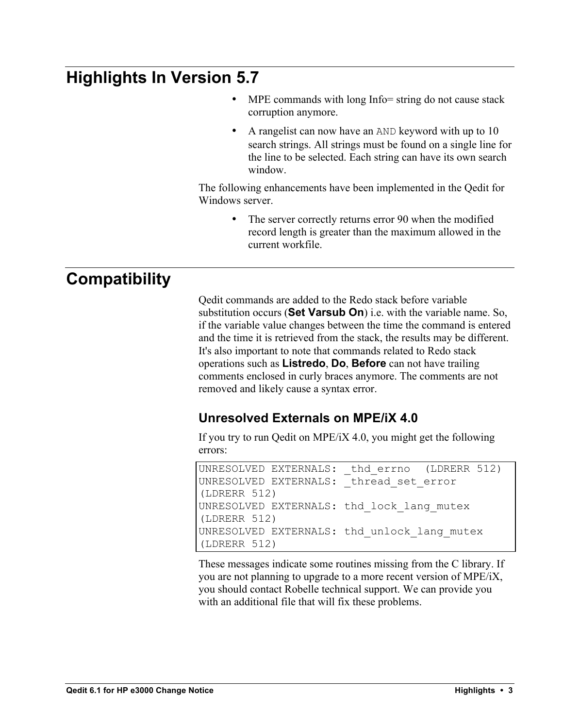# Highlights In Version 5.7

- MPE commands with long Info= string do not cause stack corruption anymore.
- A rangelist can now have an `AND` keyword with up to 10 search strings. All strings must be found on a single line for the line to be selected. Each string can have its own search window.

The following enhancements have been implemented in the Qedit for Windows server.

- The server correctly returns error 90 when the modified record length is greater than the maximum allowed in the current workfile.

# Compatibility

Qedit commands are added to the Redo stack before variable substitution occurs (**Set Varsub On**) i.e. with the variable name. So, if the variable value changes between the time the command is entered and the time it is retrieved from the stack, the results may be different. It's also important to note that commands related to Redo stack operations such as **Listredo**, **Do**, **Before** can not have trailing comments enclosed in curly braces anymore. The comments are not removed and likely cause a syntax error.

## Unresolved Externals on MPE/iX 4.0

If you try to run Qedit on MPE/iX 4.0, you might get the following errors:

```
UNRESOLVED EXTERNALS: _thd_errno  (LDRERR 512)
UNRESOLVED EXTERNALS: _thread_set_error
(LDRERR 512)
UNRESOLVED EXTERNALS: thd_lock_lang_mutex
(LDRERR 512)
UNRESOLVED EXTERNALS: thd_unlock_lang_mutex
(LDRERR 512)
```

These messages indicate some routines missing from the C library. If you are not planning to upgrade to a more recent version of MPE/iX, you should contact Robelle technical support. We can provide you with an additional file that will fix these problems.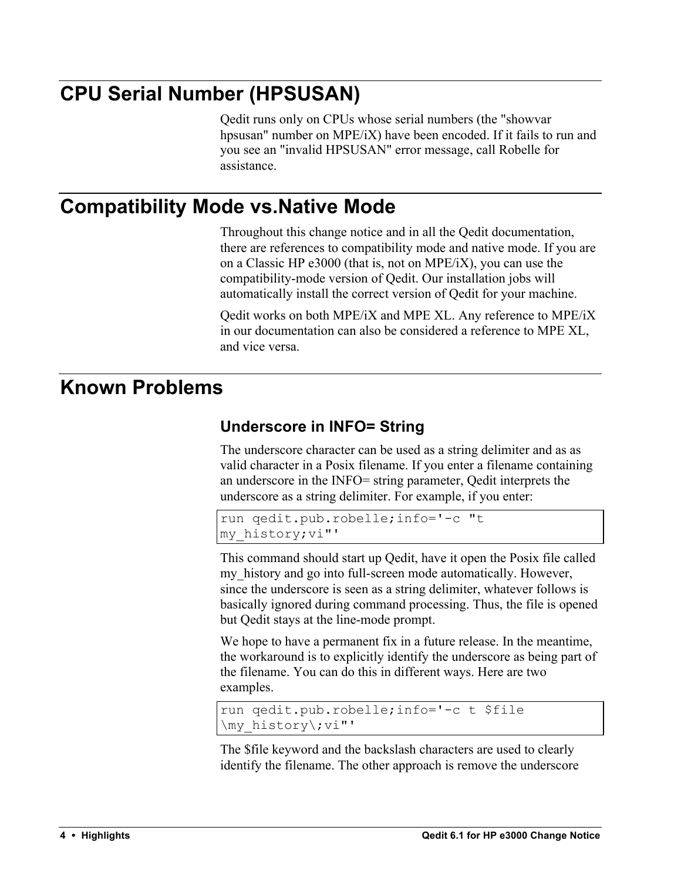# CPU Serial Number (HPSUSAN)

Qedit runs only on CPUs whose serial numbers (the "showvar hpsusan" number on MPE/iX) have been encoded. If it fails to run and you see an "invalid HPSUSAN" error message, call Robelle for assistance.

# Compatibility Mode vs.Native Mode

Throughout this change notice and in all the Qedit documentation, there are references to compatibility mode and native mode. If you are on a Classic HP e3000 (that is, not on MPE/iX), you can use the compatibility-mode version of Qedit. Our installation jobs will automatically install the correct version of Qedit for your machine.

Qedit works on both MPE/iX and MPE XL. Any reference to MPE/iX in our documentation can also be considered a reference to MPE XL, and vice versa.

# Known Problems

## Underscore in INFO= String

The underscore character can be used as a string delimiter and as as valid character in a Posix filename. If you enter a filename containing an underscore in the INFO= string parameter, Qedit interprets the underscore as a string delimiter. For example, if you enter:

```
run qedit.pub.robelle;info='-c "t
my_history;vi"'
```

This command should start up Qedit, have it open the Posix file called my_history and go into full-screen mode automatically. However, since the underscore is seen as a string delimiter, whatever follows is basically ignored during command processing. Thus, the file is opened but Qedit stays at the line-mode prompt.

We hope to have a permanent fix in a future release. In the meantime, the workaround is to explicitly identify the underscore as being part of the filename. You can do this in different ways. Here are two examples.

```
run qedit.pub.robelle;info='-c t $file
\my_history\;vi"'
```

The $file keyword and the backslash characters are used to clearly identify the filename. The other approach is remove the underscore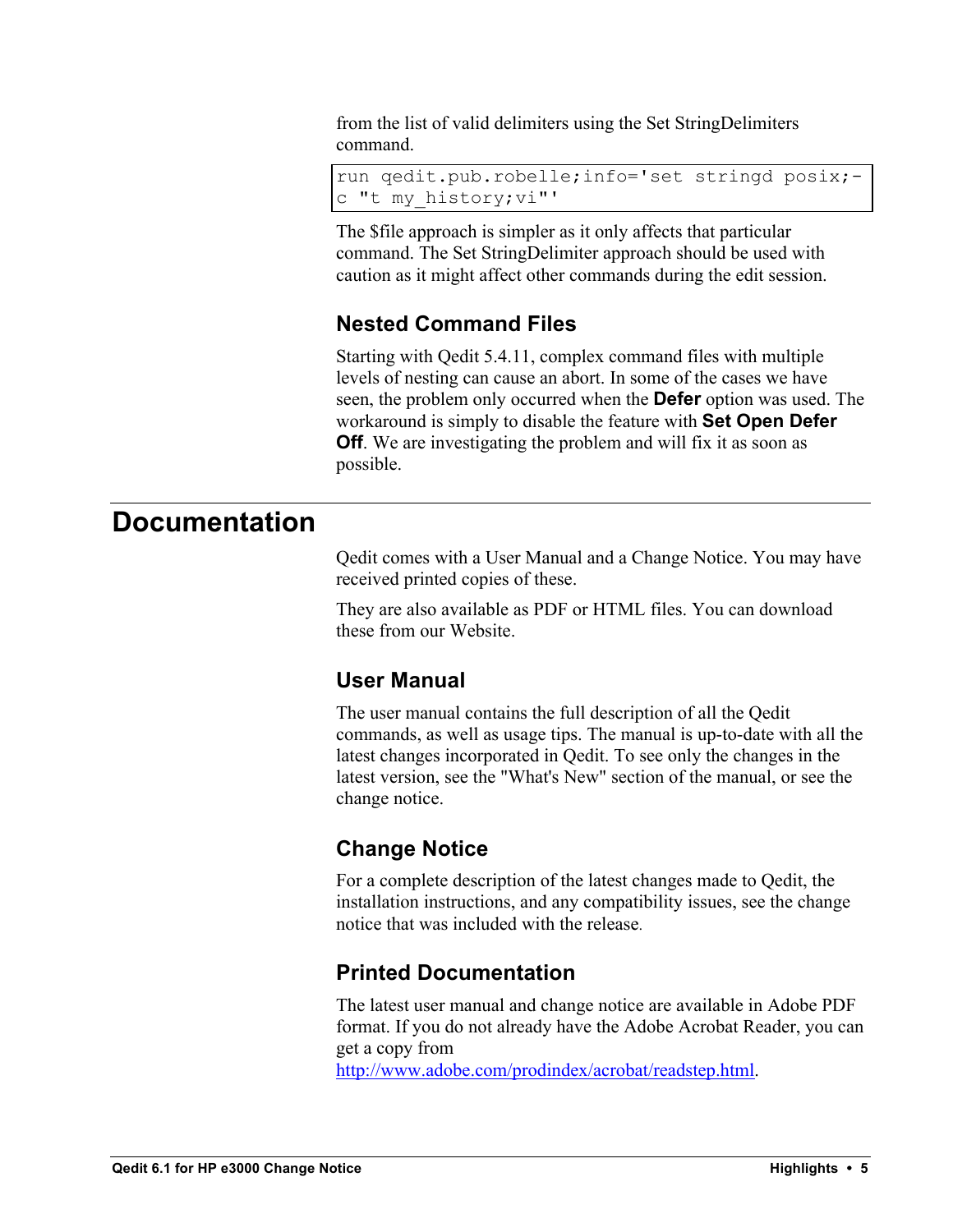from the list of valid delimiters using the Set StringDelimiters command.

```
run qedit.pub.robelle;info='set stringd posix;-
c "t my_history;vi"'
```

The $file approach is simpler as it only affects that particular command. The Set StringDelimiter approach should be used with caution as it might affect other commands during the edit session.

### Nested Command Files

Starting with Qedit 5.4.11, complex command files with multiple levels of nesting can cause an abort. In some of the cases we have seen, the problem only occurred when the **Defer** option was used. The workaround is simply to disable the feature with **Set Open Defer Off**. We are investigating the problem and will fix it as soon as possible.

## Documentation

Qedit comes with a User Manual and a Change Notice. You may have received printed copies of these.

They are also available as PDF or HTML files. You can download these from our Website.

### User Manual

The user manual contains the full description of all the Qedit commands, as well as usage tips. The manual is up-to-date with all the latest changes incorporated in Qedit. To see only the changes in the latest version, see the "What's New" section of the manual, or see the change notice.

### Change Notice

For a complete description of the latest changes made to Qedit, the installation instructions, and any compatibility issues, see the change notice that was included with the release.

### Printed Documentation

The latest user manual and change notice are available in Adobe PDF format. If you do not already have the Adobe Acrobat Reader, you can get a copy from http://www.adobe.com/prodindex/acrobat/readstep.html.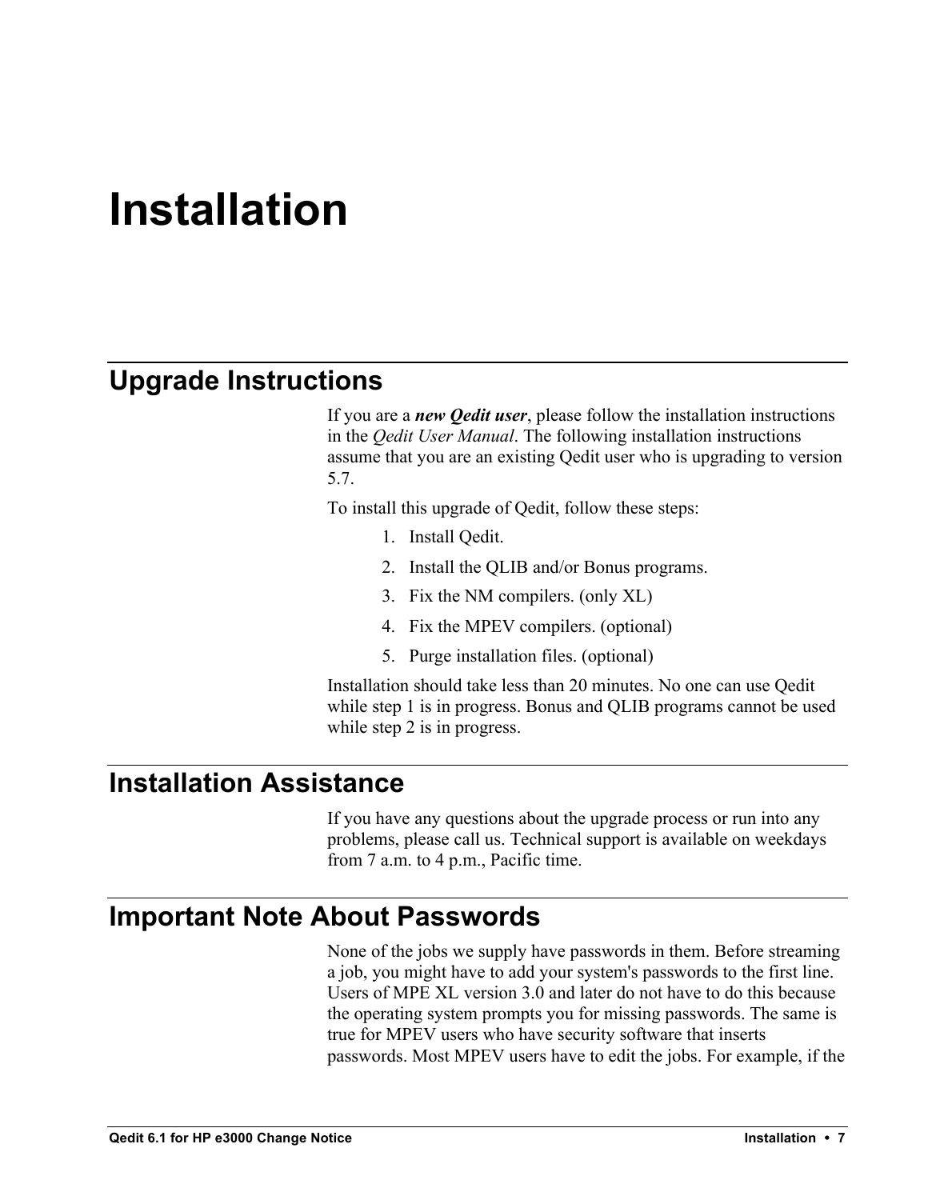# Installation

## Upgrade Instructions

If you are a ***new Qedit user***, please follow the installation instructions in the *Qedit User Manual*. The following installation instructions assume that you are an existing Qedit user who is upgrading to version 5.7.

To install this upgrade of Qedit, follow these steps:

1. Install Qedit.
2. Install the QLIB and/or Bonus programs.
3. Fix the NM compilers. (only XL)
4. Fix the MPEV compilers. (optional)
5. Purge installation files. (optional)

Installation should take less than 20 minutes. No one can use Qedit while step 1 is in progress. Bonus and QLIB programs cannot be used while step 2 is in progress.

## Installation Assistance

If you have any questions about the upgrade process or run into any problems, please call us. Technical support is available on weekdays from 7 a.m. to 4 p.m., Pacific time.

## Important Note About Passwords

None of the jobs we supply have passwords in them. Before streaming a job, you might have to add your system's passwords to the first line. Users of MPE XL version 3.0 and later do not have to do this because the operating system prompts you for missing passwords. The same is true for MPEV users who have security software that inserts passwords. Most MPEV users have to edit the jobs. For example, if the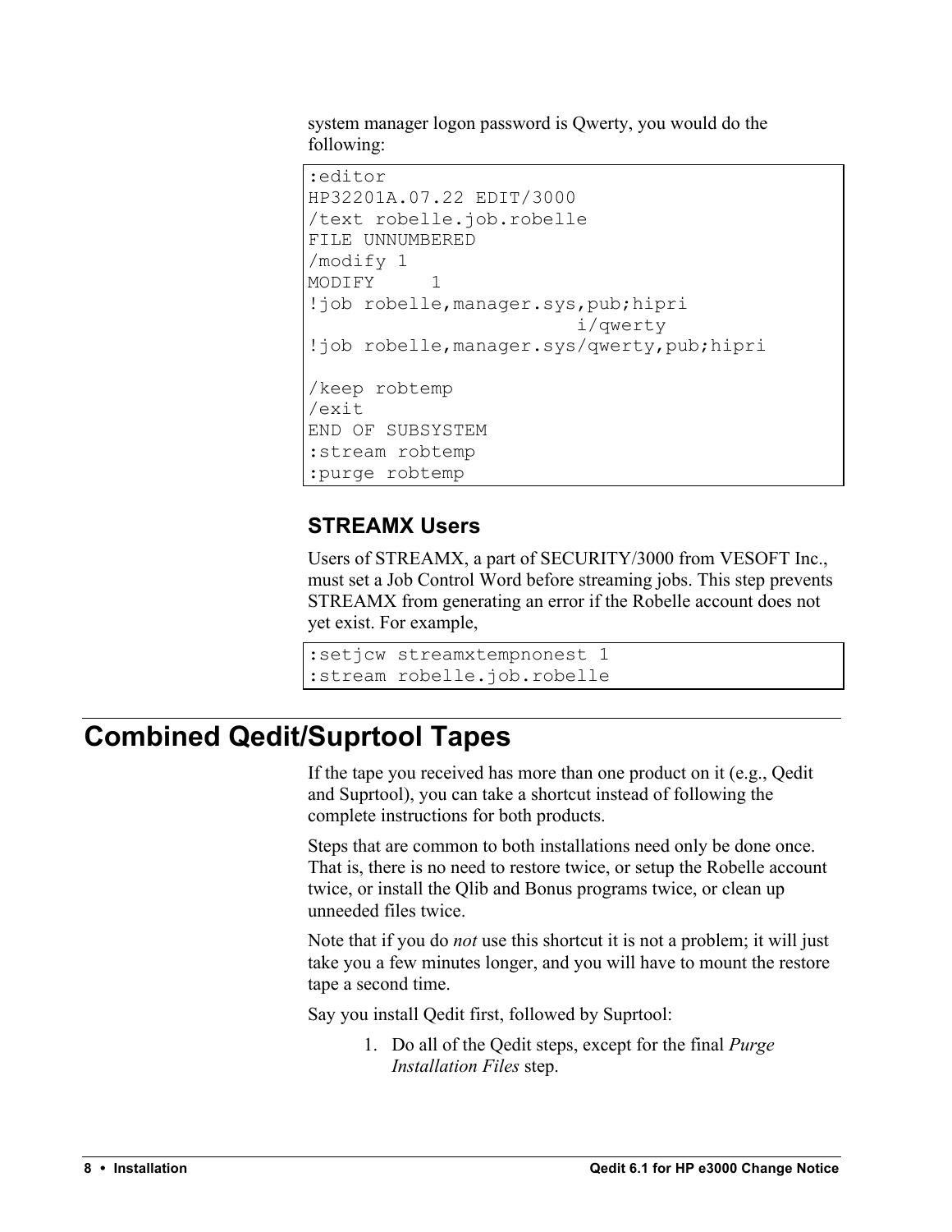system manager logon password is Qwerty, you would do the following:

```
:editor
HP32201A.07.22 EDIT/3000
/text robelle.job.robelle
FILE UNNUMBERED
/modify 1
MODIFY     1
!job robelle,manager.sys,pub;hipri
                        i/qwerty
!job robelle,manager.sys/qwerty,pub;hipri

/keep robtemp
/exit
END OF SUBSYSTEM
:stream robtemp
:purge robtemp
```

### STREAMX Users

Users of STREAMX, a part of SECURITY/3000 from VESOFT Inc., must set a Job Control Word before streaming jobs. This step prevents STREAMX from generating an error if the Robelle account does not yet exist. For example,

```
:setjcw streamxtempnonest 1
:stream robelle.job.robelle
```

## Combined Qedit/Suprtool Tapes

If the tape you received has more than one product on it (e.g., Qedit and Suprtool), you can take a shortcut instead of following the complete instructions for both products.

Steps that are common to both installations need only be done once. That is, there is no need to restore twice, or setup the Robelle account twice, or install the Qlib and Bonus programs twice, or clean up unneeded files twice.

Note that if you do *not* use this shortcut it is not a problem; it will just take you a few minutes longer, and you will have to mount the restore tape a second time.

Say you install Qedit first, followed by Suprtool:

1. Do all of the Qedit steps, except for the final *Purge Installation Files* step.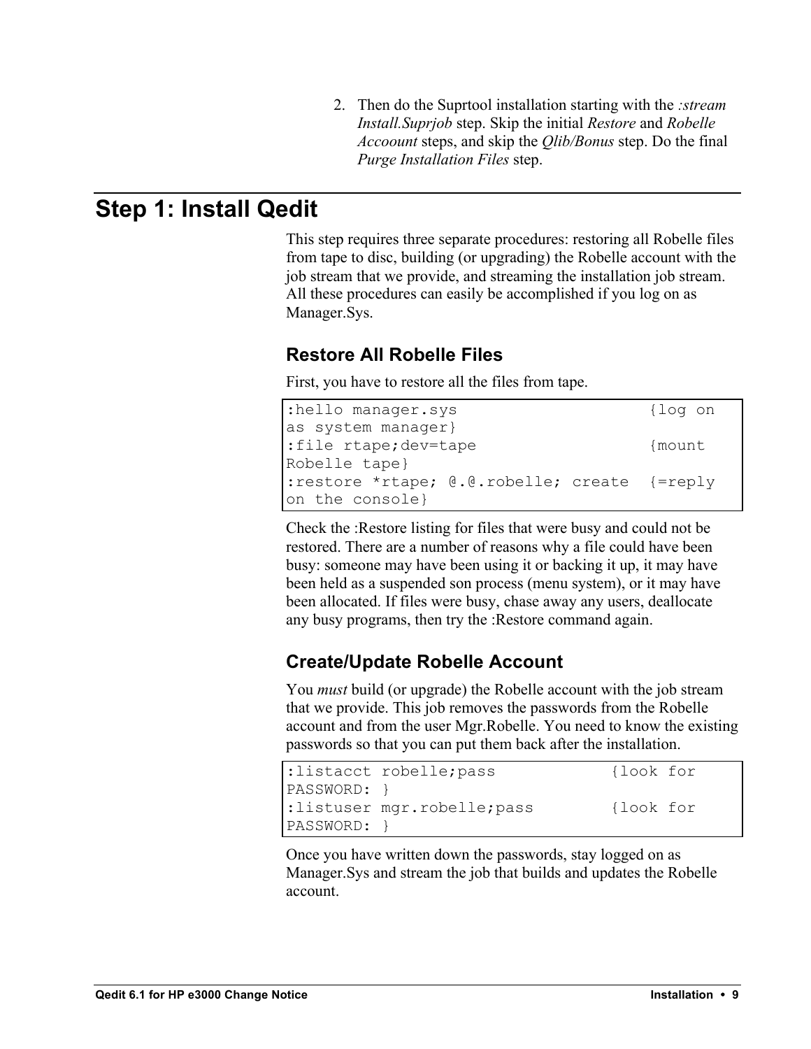2. Then do the Suprtool installation starting with the *:stream Install.Suprjob* step. Skip the initial *Restore* and *Robelle Accoount* steps, and skip the *Qlib/Bonus* step. Do the final *Purge Installation Files* step.

## Step 1: Install Qedit

This step requires three separate procedures: restoring all Robelle files from tape to disc, building (or upgrading) the Robelle account with the job stream that we provide, and streaming the installation job stream. All these procedures can easily be accomplished if you log on as Manager.Sys.

### Restore All Robelle Files

First, you have to restore all the files from tape.

```
:hello manager.sys                    {log on as system manager}
:file rtape;dev=tape                  {mount Robelle tape}
:restore *rtape; @.@.robelle; create  {=reply on the console}
```

Check the :Restore listing for files that were busy and could not be restored. There are a number of reasons why a file could have been busy: someone may have been using it or backing it up, it may have been held as a suspended son process (menu system), or it may have been allocated. If files were busy, chase away any users, deallocate any busy programs, then try the :Restore command again.

### Create/Update Robelle Account

You *must* build (or upgrade) the Robelle account with the job stream that we provide. This job removes the passwords from the Robelle account and from the user Mgr.Robelle. You need to know the existing passwords so that you can put them back after the installation.

```
:listacct robelle;pass           {look for PASSWORD: }
:listuser mgr.robelle;pass       {look for PASSWORD: }
```

Once you have written down the passwords, stay logged on as Manager.Sys and stream the job that builds and updates the Robelle account.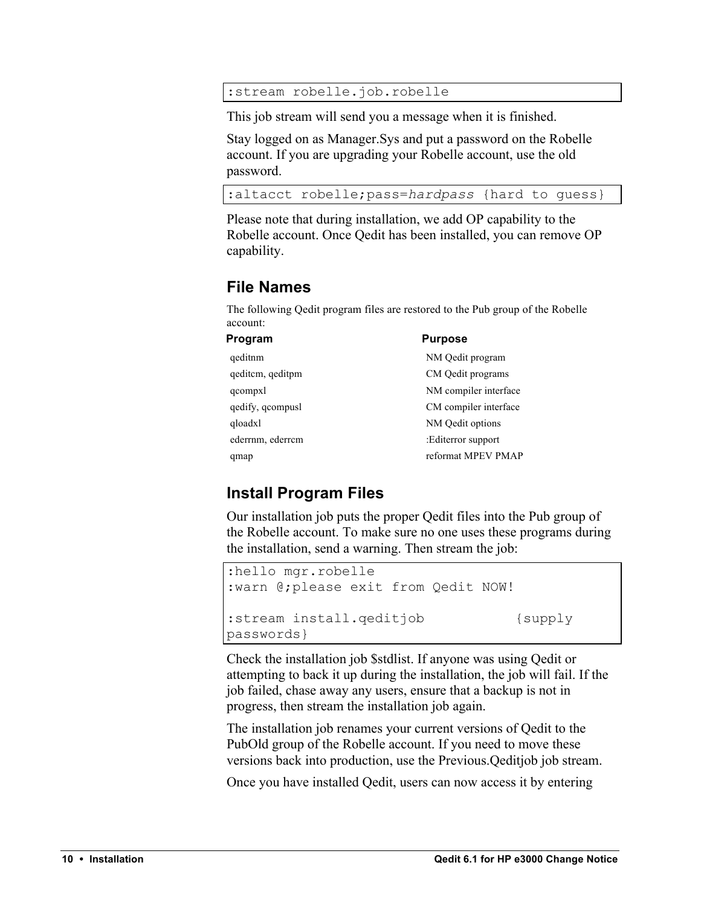```
:stream robelle.job.robelle
```

This job stream will send you a message when it is finished.

Stay logged on as Manager.Sys and put a password on the Robelle account. If you are upgrading your Robelle account, use the old password.

```
:altacct robelle;pass=hardpass {hard to guess}
```

Please note that during installation, we add OP capability to the Robelle account. Once Qedit has been installed, you can remove OP capability.

## File Names

The following Qedit program files are restored to the Pub group of the Robelle account:

| Program | Purpose |
|---|---|
| qeditnm | NM Qedit program |
| qeditcm, qeditpm | CM Qedit programs |
| qcompxl | NM compiler interface |
| qedify, qcompusl | CM compiler interface |
| qloadxl | NM Qedit options |
| ederrnm, ederrcm | :Editerror support |
| qmap | reformat MPEV PMAP |

## Install Program Files

Our installation job puts the proper Qedit files into the Pub group of the Robelle account. To make sure no one uses these programs during the installation, send a warning. Then stream the job:

```
:hello mgr.robelle
:warn @;please exit from Qedit NOW!

:stream install.qeditjob          {supply
passwords}
```

Check the installation job $stdlist. If anyone was using Qedit or attempting to back it up during the installation, the job will fail. If the job failed, chase away any users, ensure that a backup is not in progress, then stream the installation job again.

The installation job renames your current versions of Qedit to the PubOld group of the Robelle account. If you need to move these versions back into production, use the Previous.Qeditjob job stream.

Once you have installed Qedit, users can now access it by entering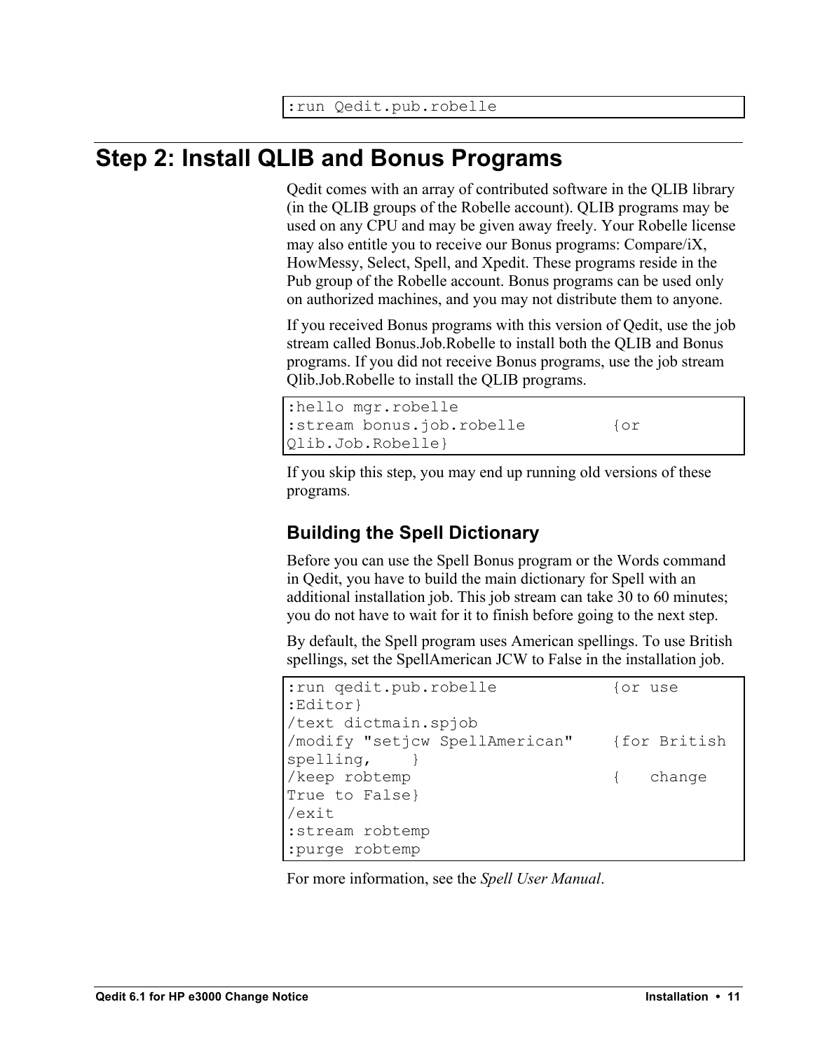```
:run Qedit.pub.robelle
```

## Step 2: Install QLIB and Bonus Programs

Qedit comes with an array of contributed software in the QLIB library (in the QLIB groups of the Robelle account). QLIB programs may be used on any CPU and may be given away freely. Your Robelle license may also entitle you to receive our Bonus programs: Compare/iX, HowMessy, Select, Spell, and Xpedit. These programs reside in the Pub group of the Robelle account. Bonus programs can be used only on authorized machines, and you may not distribute them to anyone.

If you received Bonus programs with this version of Qedit, use the job stream called Bonus.Job.Robelle to install both the QLIB and Bonus programs. If you did not receive Bonus programs, use the job stream Qlib.Job.Robelle to install the QLIB programs.

```
:hello mgr.robelle
:stream bonus.job.robelle         {or
Qlib.Job.Robelle}
```

If you skip this step, you may end up running old versions of these programs.

### Building the Spell Dictionary

Before you can use the Spell Bonus program or the Words command in Qedit, you have to build the main dictionary for Spell with an additional installation job. This job stream can take 30 to 60 minutes; you do not have to wait for it to finish before going to the next step.

By default, the Spell program uses American spellings. To use British spellings, set the SpellAmerican JCW to False in the installation job.

```
:run qedit.pub.robelle            {or use
:Editor}
/text dictmain.spjob
/modify "setjcw SpellAmerican"    {for British
spelling,    }
/keep robtemp                     {   change
True to False}
/exit
:stream robtemp
:purge robtemp
```

For more information, see the *Spell User Manual*.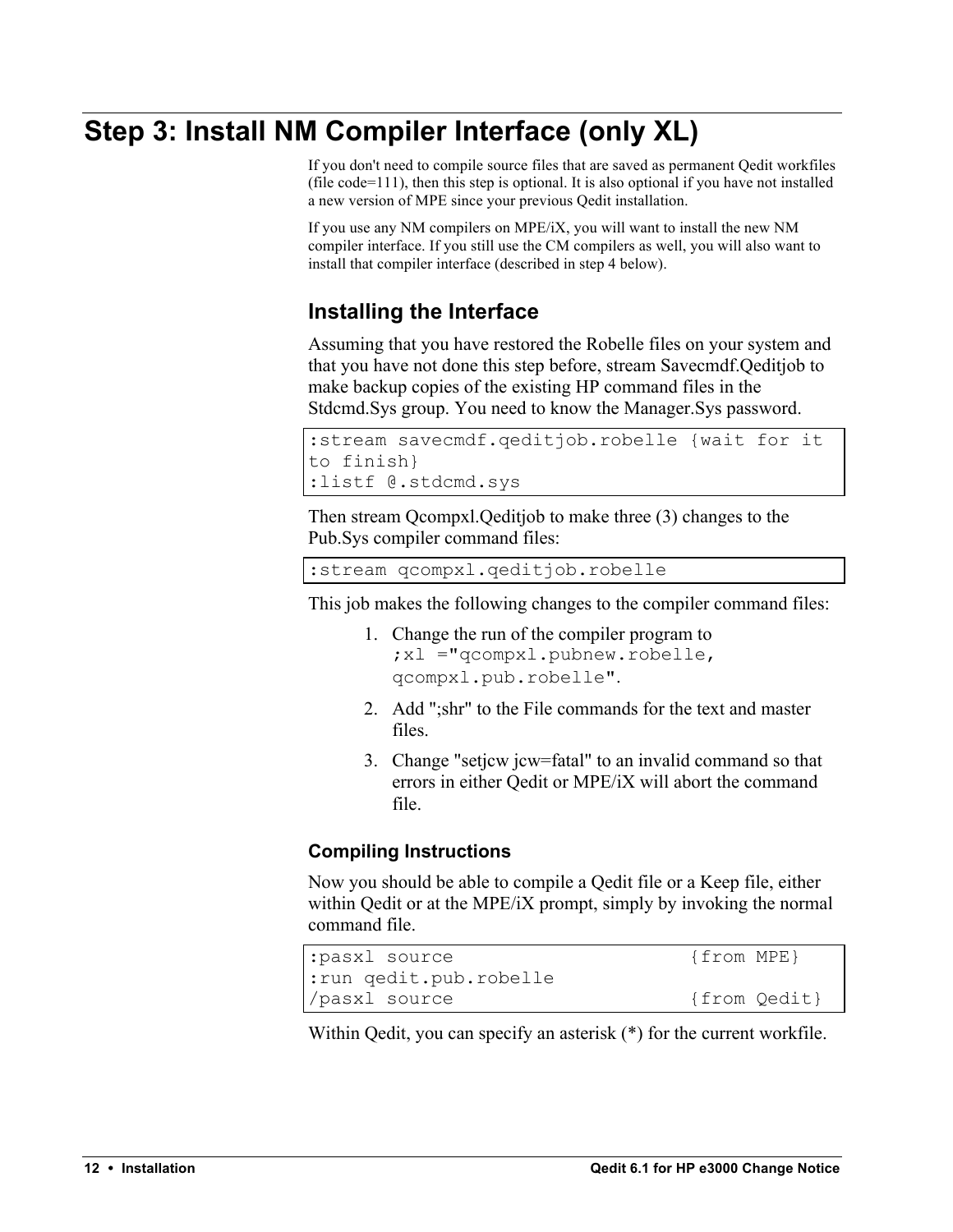# Step 3: Install NM Compiler Interface (only XL)

If you don't need to compile source files that are saved as permanent Qedit workfiles (file code=111), then this step is optional. It is also optional if you have not installed a new version of MPE since your previous Qedit installation.

If you use any NM compilers on MPE/iX, you will want to install the new NM compiler interface. If you still use the CM compilers as well, you will also want to install that compiler interface (described in step 4 below).

## Installing the Interface

Assuming that you have restored the Robelle files on your system and that you have not done this step before, stream Savecmdf.Qeditjob to make backup copies of the existing HP command files in the Stdcmd.Sys group. You need to know the Manager.Sys password.

```
:stream savecmdf.qeditjob.robelle {wait for it
to finish}
:listf @.stdcmd.sys
```

Then stream Qcompxl.Qeditjob to make three (3) changes to the Pub.Sys compiler command files:

```
:stream qcompxl.qeditjob.robelle
```

This job makes the following changes to the compiler command files:

1. Change the run of the compiler program to `;xl ="qcompxl.pubnew.robelle, qcompxl.pub.robelle"`.
2. Add ";shr" to the File commands for the text and master files.
3. Change "setjcw jcw=fatal" to an invalid command so that errors in either Qedit or MPE/iX will abort the command file.

### Compiling Instructions

Now you should be able to compile a Qedit file or a Keep file, either within Qedit or at the MPE/iX prompt, simply by invoking the normal command file.

```
:pasxl source                    {from MPE}
:run qedit.pub.robelle
/pasxl source                    {from Qedit}
```

Within Qedit, you can specify an asterisk (*) for the current workfile.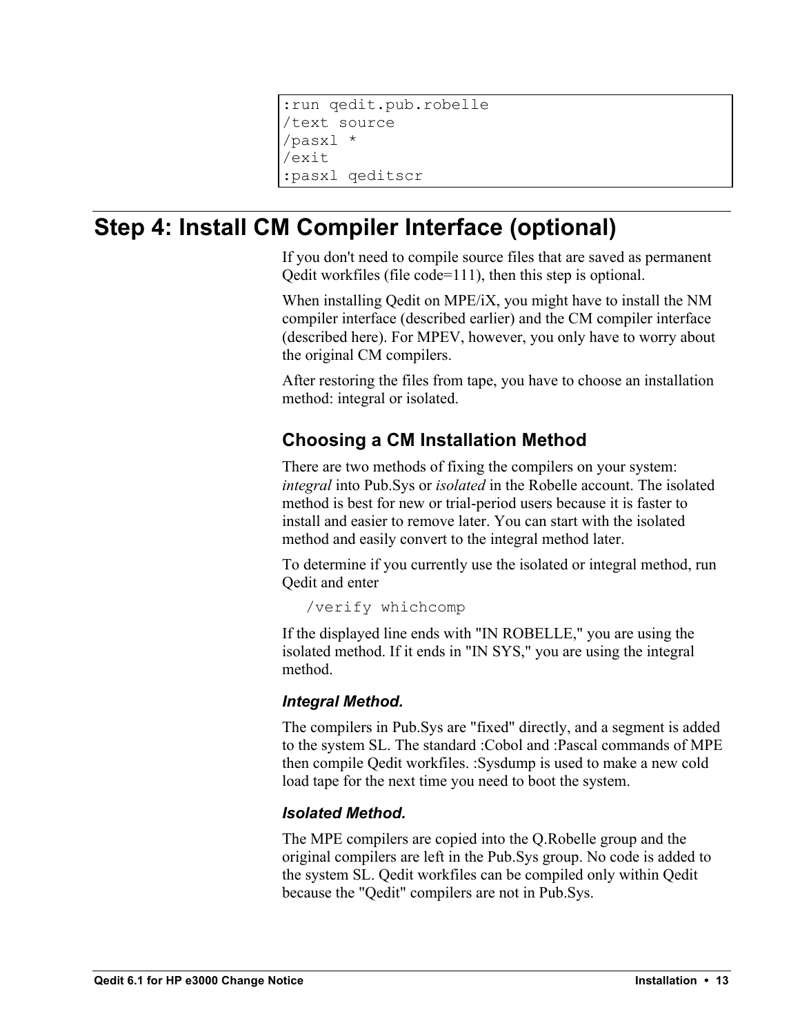```
:run qedit.pub.robelle
/text source
/pasxl *
/exit
:pasxl qeditscr
```

# Step 4: Install CM Compiler Interface (optional)

If you don't need to compile source files that are saved as permanent Qedit workfiles (file code=111), then this step is optional.

When installing Qedit on MPE/iX, you might have to install the NM compiler interface (described earlier) and the CM compiler interface (described here). For MPEV, however, you only have to worry about the original CM compilers.

After restoring the files from tape, you have to choose an installation method: integral or isolated.

## Choosing a CM Installation Method

There are two methods of fixing the compilers on your system: *integral* into Pub.Sys or *isolated* in the Robelle account. The isolated method is best for new or trial-period users because it is faster to install and easier to remove later. You can start with the isolated method and easily convert to the integral method later.

To determine if you currently use the isolated or integral method, run Qedit and enter

```
/verify whichcomp
```

If the displayed line ends with "IN ROBELLE," you are using the isolated method. If it ends in "IN SYS," you are using the integral method.

### *Integral Method.*

The compilers in Pub.Sys are "fixed" directly, and a segment is added to the system SL. The standard :Cobol and :Pascal commands of MPE then compile Qedit workfiles. :Sysdump is used to make a new cold load tape for the next time you need to boot the system.

### *Isolated Method.*

The MPE compilers are copied into the Q.Robelle group and the original compilers are left in the Pub.Sys group. No code is added to the system SL. Qedit workfiles can be compiled only within Qedit because the "Qedit" compilers are not in Pub.Sys.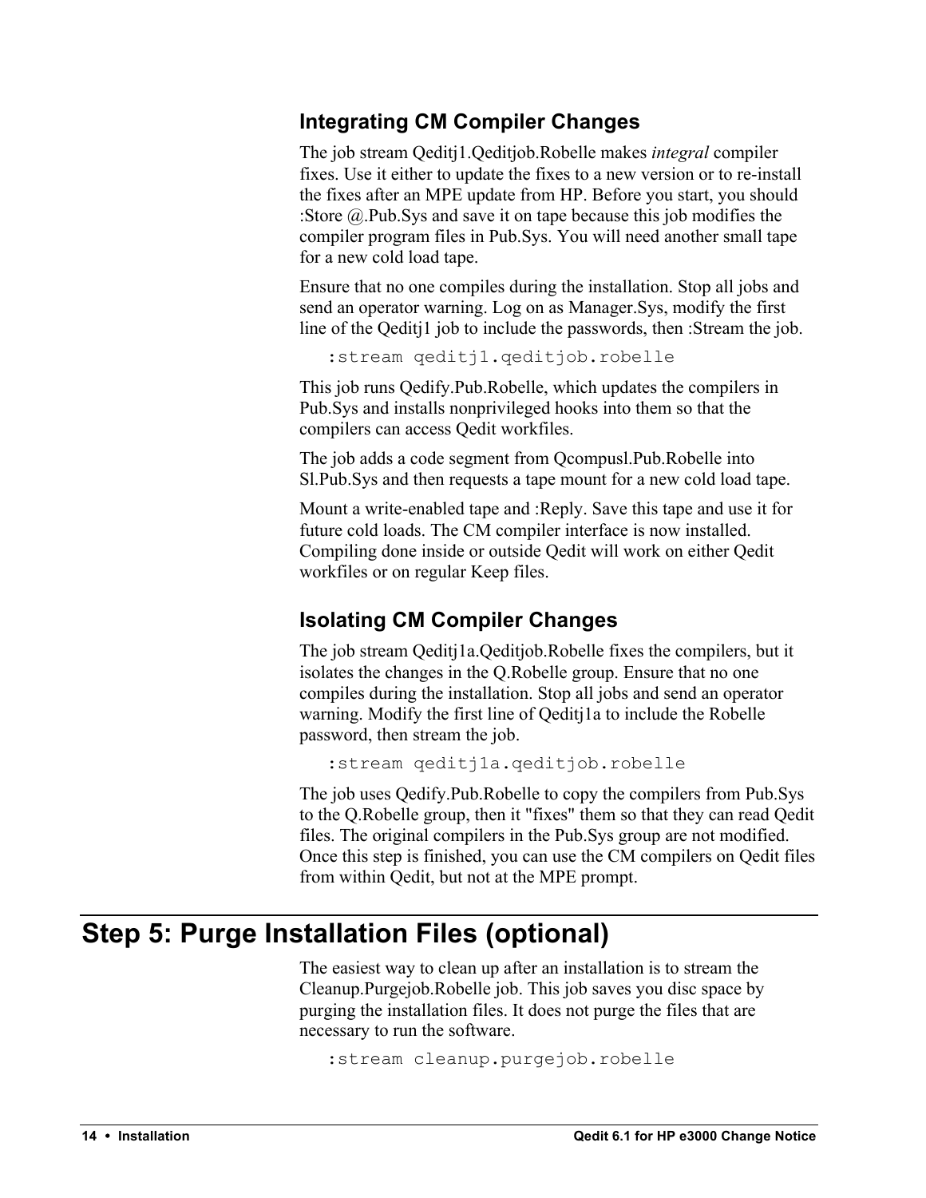### Integrating CM Compiler Changes

The job stream Qeditj1.Qeditjob.Robelle makes *integral* compiler fixes. Use it either to update the fixes to a new version or to re-install the fixes after an MPE update from HP. Before you start, you should :Store @.Pub.Sys and save it on tape because this job modifies the compiler program files in Pub.Sys. You will need another small tape for a new cold load tape.

Ensure that no one compiles during the installation. Stop all jobs and send an operator warning. Log on as Manager.Sys, modify the first line of the Qeditj1 job to include the passwords, then :Stream the job.

```
:stream qeditj1.qeditjob.robelle
```

This job runs Qedify.Pub.Robelle, which updates the compilers in Pub.Sys and installs nonprivileged hooks into them so that the compilers can access Qedit workfiles.

The job adds a code segment from Qcompusl.Pub.Robelle into Sl.Pub.Sys and then requests a tape mount for a new cold load tape.

Mount a write-enabled tape and :Reply. Save this tape and use it for future cold loads. The CM compiler interface is now installed. Compiling done inside or outside Qedit will work on either Qedit workfiles or on regular Keep files.

### Isolating CM Compiler Changes

The job stream Qeditj1a.Qeditjob.Robelle fixes the compilers, but it isolates the changes in the Q.Robelle group. Ensure that no one compiles during the installation. Stop all jobs and send an operator warning. Modify the first line of Qeditj1a to include the Robelle password, then stream the job.

```
:stream qeditj1a.qeditjob.robelle
```

The job uses Qedify.Pub.Robelle to copy the compilers from Pub.Sys to the Q.Robelle group, then it "fixes" them so that they can read Qedit files. The original compilers in the Pub.Sys group are not modified. Once this step is finished, you can use the CM compilers on Qedit files from within Qedit, but not at the MPE prompt.

## Step 5: Purge Installation Files (optional)

The easiest way to clean up after an installation is to stream the Cleanup.Purgejob.Robelle job. This job saves you disc space by purging the installation files. It does not purge the files that are necessary to run the software.

```
:stream cleanup.purgejob.robelle
```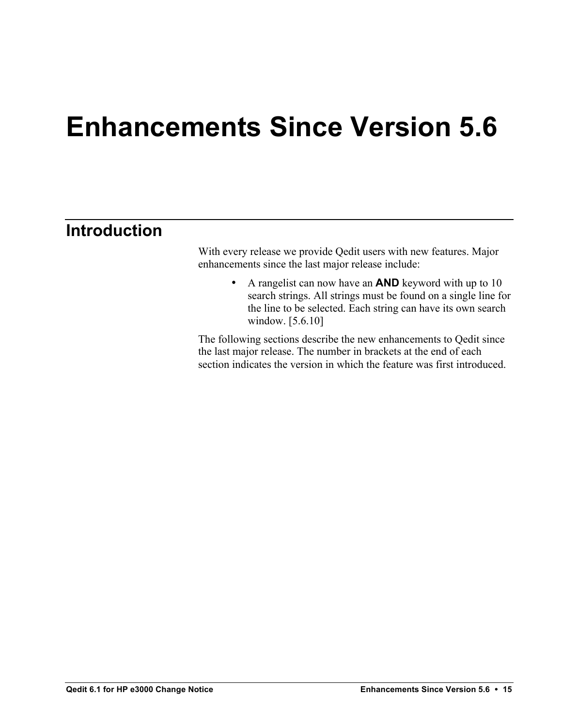# Enhancements Since Version 5.6

## Introduction

With every release we provide Qedit users with new features. Major enhancements since the last major release include:

- A rangelist can now have an **AND** keyword with up to 10 search strings. All strings must be found on a single line for the line to be selected. Each string can have its own search window. [5.6.10]

The following sections describe the new enhancements to Qedit since the last major release. The number in brackets at the end of each section indicates the version in which the feature was first introduced.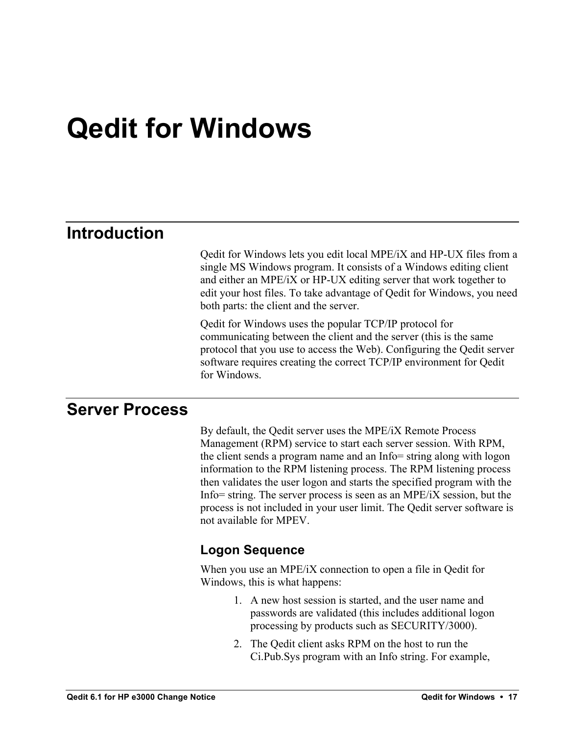# Qedit for Windows

## Introduction

Qedit for Windows lets you edit local MPE/iX and HP-UX files from a single MS Windows program. It consists of a Windows editing client and either an MPE/iX or HP-UX editing server that work together to edit your host files. To take advantage of Qedit for Windows, you need both parts: the client and the server.

Qedit for Windows uses the popular TCP/IP protocol for communicating between the client and the server (this is the same protocol that you use to access the Web). Configuring the Qedit server software requires creating the correct TCP/IP environment for Qedit for Windows.

## Server Process

By default, the Qedit server uses the MPE/iX Remote Process Management (RPM) service to start each server session. With RPM, the client sends a program name and an Info= string along with logon information to the RPM listening process. The RPM listening process then validates the user logon and starts the specified program with the Info= string. The server process is seen as an MPE/iX session, but the process is not included in your user limit. The Qedit server software is not available for MPEV.

### Logon Sequence

When you use an MPE/iX connection to open a file in Qedit for Windows, this is what happens:

1. A new host session is started, and the user name and passwords are validated (this includes additional logon processing by products such as SECURITY/3000).
2. The Qedit client asks RPM on the host to run the Ci.Pub.Sys program with an Info string. For example,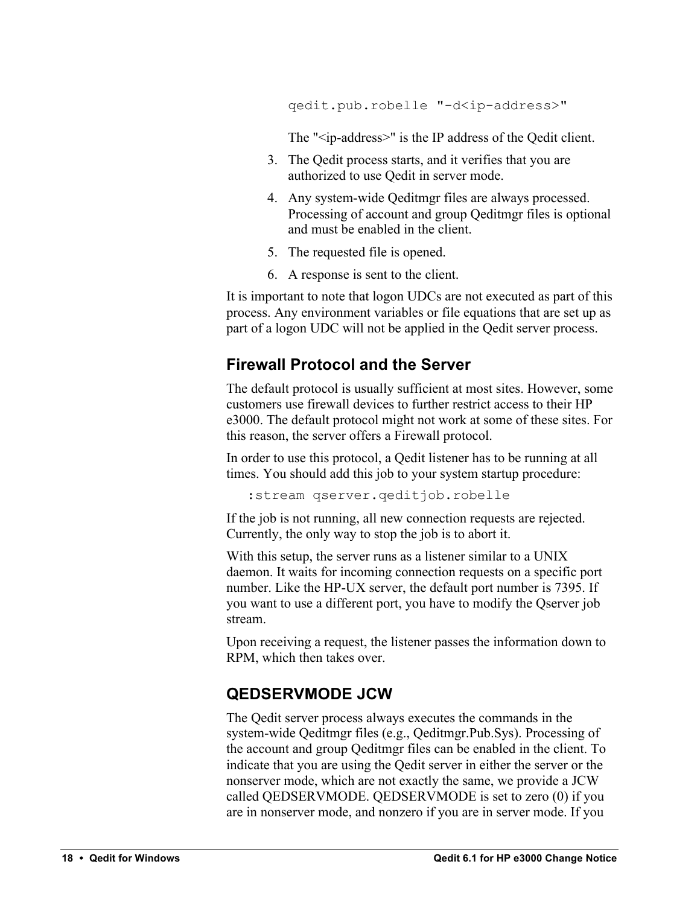```
qedit.pub.robelle "-d<ip-address>"
```

The "<ip-address>" is the IP address of the Qedit client.

3. The Qedit process starts, and it verifies that you are authorized to use Qedit in server mode.
4. Any system-wide Qeditmgr files are always processed. Processing of account and group Qeditmgr files is optional and must be enabled in the client.
5. The requested file is opened.
6. A response is sent to the client.

It is important to note that logon UDCs are not executed as part of this process. Any environment variables or file equations that are set up as part of a logon UDC will not be applied in the Qedit server process.

## Firewall Protocol and the Server

The default protocol is usually sufficient at most sites. However, some customers use firewall devices to further restrict access to their HP e3000. The default protocol might not work at some of these sites. For this reason, the server offers a Firewall protocol.

In order to use this protocol, a Qedit listener has to be running at all times. You should add this job to your system startup procedure:

```
:stream qserver.qeditjob.robelle
```

If the job is not running, all new connection requests are rejected. Currently, the only way to stop the job is to abort it.

With this setup, the server runs as a listener similar to a UNIX daemon. It waits for incoming connection requests on a specific port number. Like the HP-UX server, the default port number is 7395. If you want to use a different port, you have to modify the Qserver job stream.

Upon receiving a request, the listener passes the information down to RPM, which then takes over.

## QEDSERVMODE JCW

The Qedit server process always executes the commands in the system-wide Qeditmgr files (e.g., Qeditmgr.Pub.Sys). Processing of the account and group Qeditmgr files can be enabled in the client. To indicate that you are using the Qedit server in either the server or the nonserver mode, which are not exactly the same, we provide a JCW called QEDSERVMODE. QEDSERVMODE is set to zero (0) if you are in nonserver mode, and nonzero if you are in server mode. If you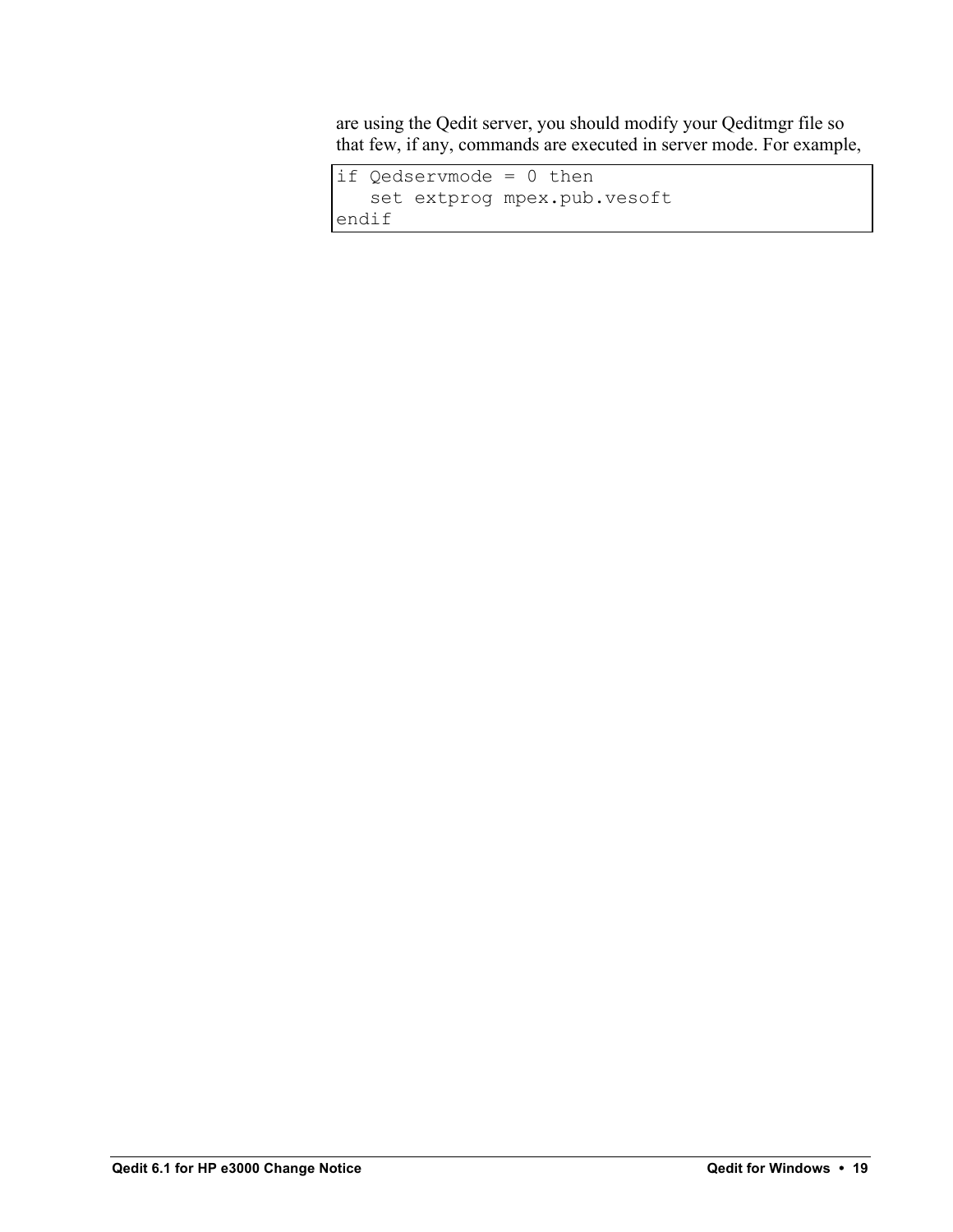are using the Qedit server, you should modify your Qeditmgr file so that few, if any, commands are executed in server mode. For example,

```
if Qedservmode = 0 then
   set extprog mpex.pub.vesoft
endif
```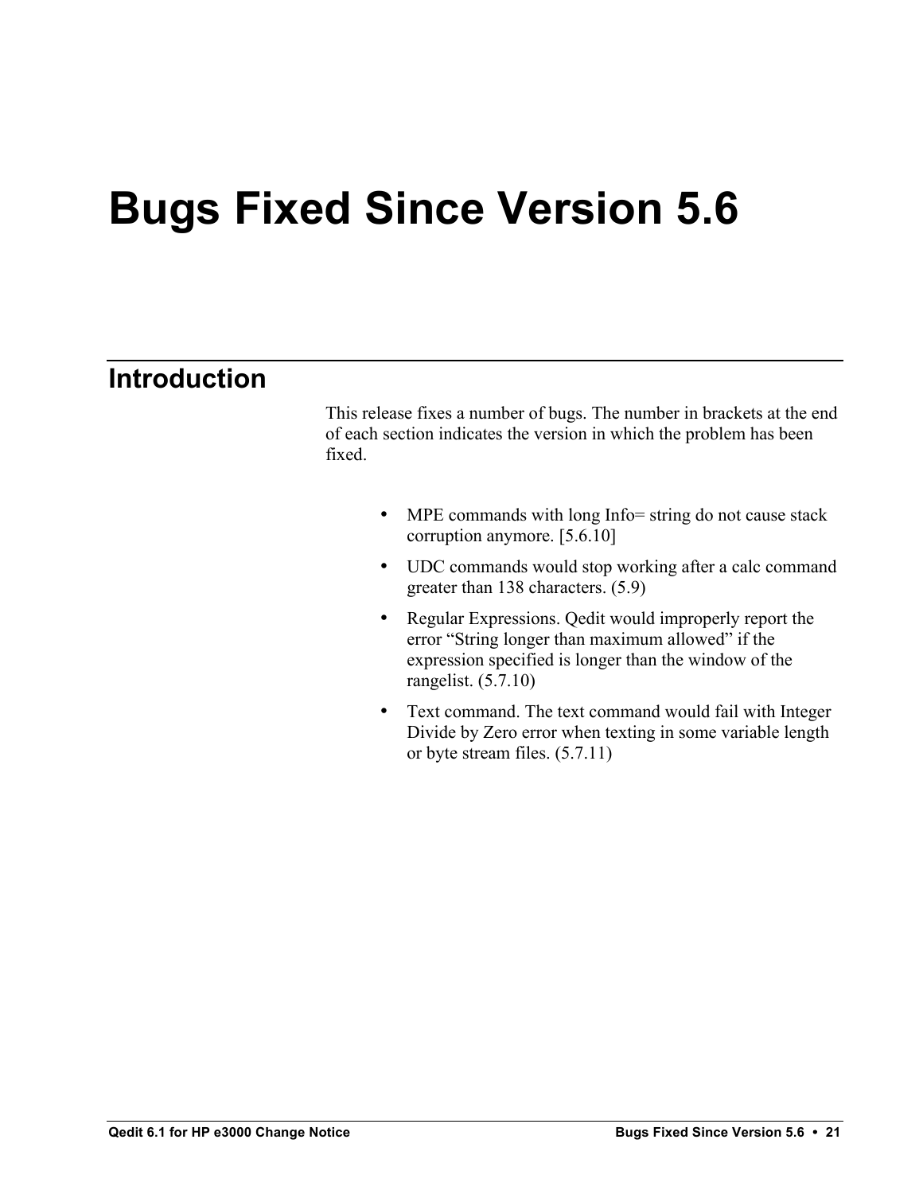# Bugs Fixed Since Version 5.6

## Introduction

This release fixes a number of bugs. The number in brackets at the end of each section indicates the version in which the problem has been fixed.

- MPE commands with long Info= string do not cause stack corruption anymore. [5.6.10]
- UDC commands would stop working after a calc command greater than 138 characters. (5.9)
- Regular Expressions. Qedit would improperly report the error “String longer than maximum allowed” if the expression specified is longer than the window of the rangelist. (5.7.10)
- Text command. The text command would fail with Integer Divide by Zero error when texting in some variable length or byte stream files. (5.7.11)